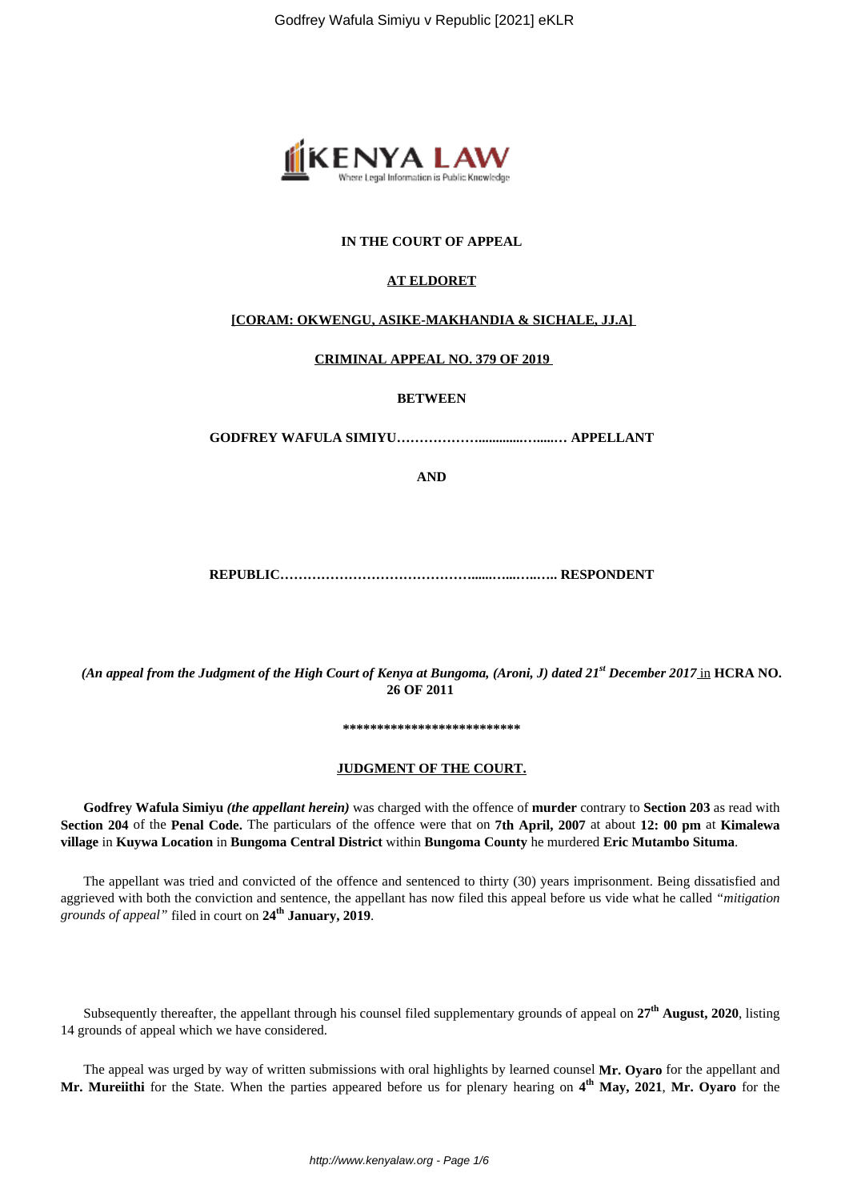**IN THE COURT OF APPEAL**

**AT ELDORET**

**[CORAM: OKWENGU, ASIKE-MAKHANDIA & SICHALE, JJ.A]**

**CRIMINAL APPEAL NO. 379 OF 2019**

**BETWEEN**

**GODFREY WAFULA SIMIYU……………….............….....… APPELLANT**

**AND**

**REPUBLIC……………………………………......…...…..….. RESPONDENT**

*(An appeal from the Judgment of the High Court of Kenya at Bungoma, (Aroni, J) dated 21st December 2017* in **HCRA NO. 26 OF 2011**

**\*\*\*\*\*\*\*\*\*\*\*\*\*\*\*\*\*\*\*\*\*\*\*\*\*\***

**JUDGMENT OF THE COURT.**

**Godfrey Wafula Simiyu** *(the appellant herein)* was charged with the offence of **murder** contrary to **Section 203** as read with **Section 204** of the **Penal Code.** The particulars of the offence were that on **7th April, 2007** at about **12: 00 pm** at **Kimalewa village** in **Kuywa Location** in **Bungoma Central District** within **Bungoma County** he murdered **Eric Mutambo Situma**.

The appellant was tried and convicted of the offence and sentenced to thirty (30) years imprisonment. Being dissatisfied and aggrieved with both the conviction and sentence, the appellant has now filed this appeal before us vide what he called *"mitigation grounds of appeal"* filed in court on **24th January, 2019**.

Subsequently thereafter, the appellant through his counsel filed supplementary grounds of appeal on **27th August, 2020**, listing 14 grounds of appeal which we have considered.

The appeal was urged by way of written submissions with oral highlights by learned counsel **Mr. Oyaro** for the appellant and **Mr. Mureiithi** for the State. When the parties appeared before us for plenary hearing on **4th May, 2021**, **Mr. Oyaro** for the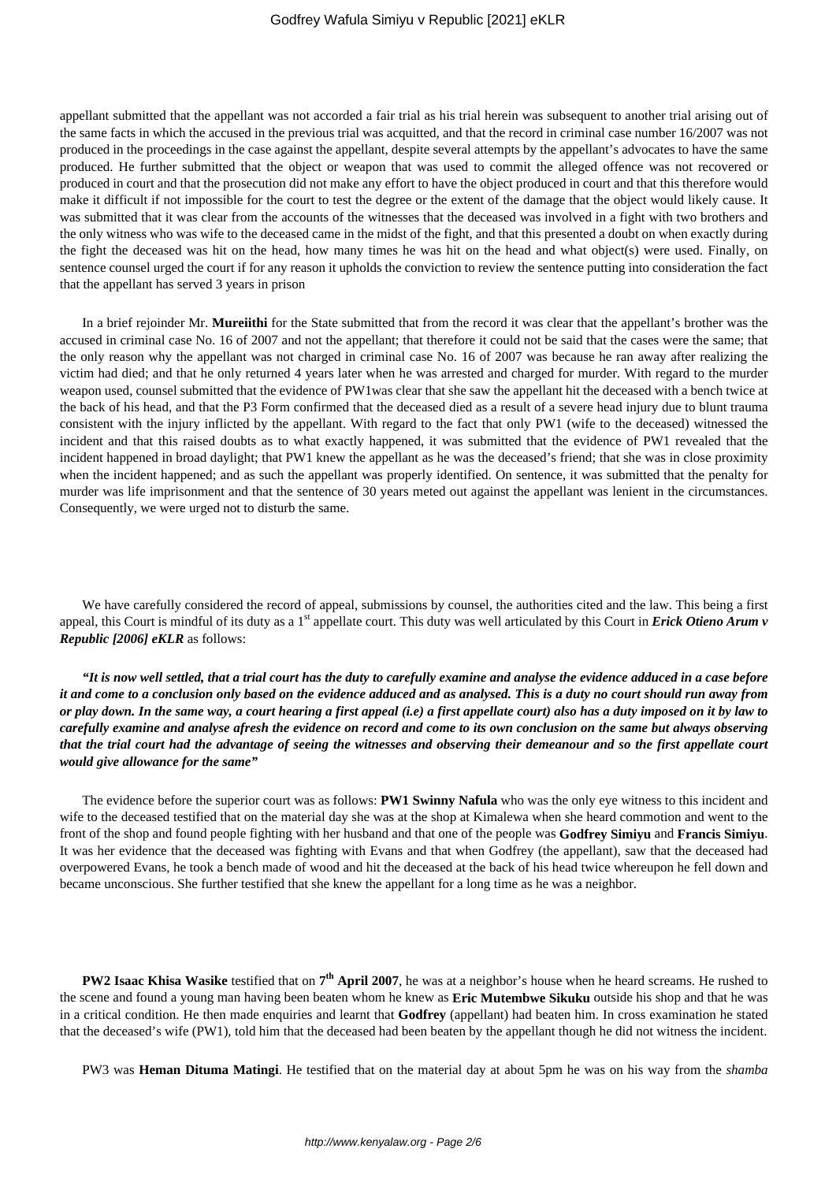appellant submitted that the appellant was not accorded a fair trial as his trial herein was subsequent to another trial arising out of the same facts in which the accused in the previous trial was acquitted, and that the record in criminal case number 16/2007 was not produced in the proceedings in the case against the appellant, despite several attempts by the appellant's advocates to have the same produced. He further submitted that the object or weapon that was used to commit the alleged offence was not recovered or produced in court and that the prosecution did not make any effort to have the object produced in court and that this therefore would make it difficult if not impossible for the court to test the degree or the extent of the damage that the object would likely cause. It was submitted that it was clear from the accounts of the witnesses that the deceased was involved in a fight with two brothers and the only witness who was wife to the deceased came in the midst of the fight, and that this presented a doubt on when exactly during the fight the deceased was hit on the head, how many times he was hit on the head and what object(s) were used. Finally, on sentence counsel urged the court if for any reason it upholds the conviction to review the sentence putting into consideration the fact that the appellant has served 3 years in prison

In a brief rejoinder Mr. **Mureiithi** for the State submitted that from the record it was clear that the appellant's brother was the accused in criminal case No. 16 of 2007 and not the appellant; that therefore it could not be said that the cases were the same; that the only reason why the appellant was not charged in criminal case No. 16 of 2007 was because he ran away after realizing the victim had died; and that he only returned 4 years later when he was arrested and charged for murder. With regard to the murder weapon used, counsel submitted that the evidence of PW1was clear that she saw the appellant hit the deceased with a bench twice at the back of his head, and that the P3 Form confirmed that the deceased died as a result of a severe head injury due to blunt trauma consistent with the injury inflicted by the appellant. With regard to the fact that only PW1 (wife to the deceased) witnessed the incident and that this raised doubts as to what exactly happened, it was submitted that the evidence of PW1 revealed that the incident happened in broad daylight; that PW1 knew the appellant as he was the deceased's friend; that she was in close proximity when the incident happened; and as such the appellant was properly identified. On sentence, it was submitted that the penalty for murder was life imprisonment and that the sentence of 30 years meted out against the appellant was lenient in the circumstances. Consequently, we were urged not to disturb the same.

We have carefully considered the record of appeal, submissions by counsel, the authorities cited and the law. This being a first appeal, this Court is mindful of its duty as a 1st appellate court. This duty was well articulated by this Court in ***Erick Otieno Arum v Republic [2006] eKLR*** as follows:

***"It is now well settled, that a trial court has the duty to carefully examine and analyse the evidence adduced in a case before it and come to a conclusion only based on the evidence adduced and as analysed. This is a duty no court should run away from or play down. In the same way, a court hearing a first appeal (i.e) a first appellate court) also has a duty imposed on it by law to carefully examine and analyse afresh the evidence on record and come to its own conclusion on the same but always observing that the trial court had the advantage of seeing the witnesses and observing their demeanour and so the first appellate court would give allowance for the same"***

The evidence before the superior court was as follows: **PW1 Swinny Nafula** who was the only eye witness to this incident and wife to the deceased testified that on the material day she was at the shop at Kimalewa when she heard commotion and went to the front of the shop and found people fighting with her husband and that one of the people was **Godfrey Simiyu** and **Francis Simiyu**. It was her evidence that the deceased was fighting with Evans and that when Godfrey (the appellant), saw that the deceased had overpowered Evans, he took a bench made of wood and hit the deceased at the back of his head twice whereupon he fell down and became unconscious. She further testified that she knew the appellant for a long time as he was a neighbor.

**PW2 Isaac Khisa Wasike** testified that on **7th April 2007**, he was at a neighbor's house when he heard screams. He rushed to the scene and found a young man having been beaten whom he knew as **Eric Mutembwe Sikuku** outside his shop and that he was in a critical condition. He then made enquiries and learnt that **Godfrey** (appellant) had beaten him. In cross examination he stated that the deceased's wife (PW1), told him that the deceased had been beaten by the appellant though he did not witness the incident.

PW3 was **Heman Dituma Matingi**. He testified that on the material day at about 5pm he was on his way from the *shamba*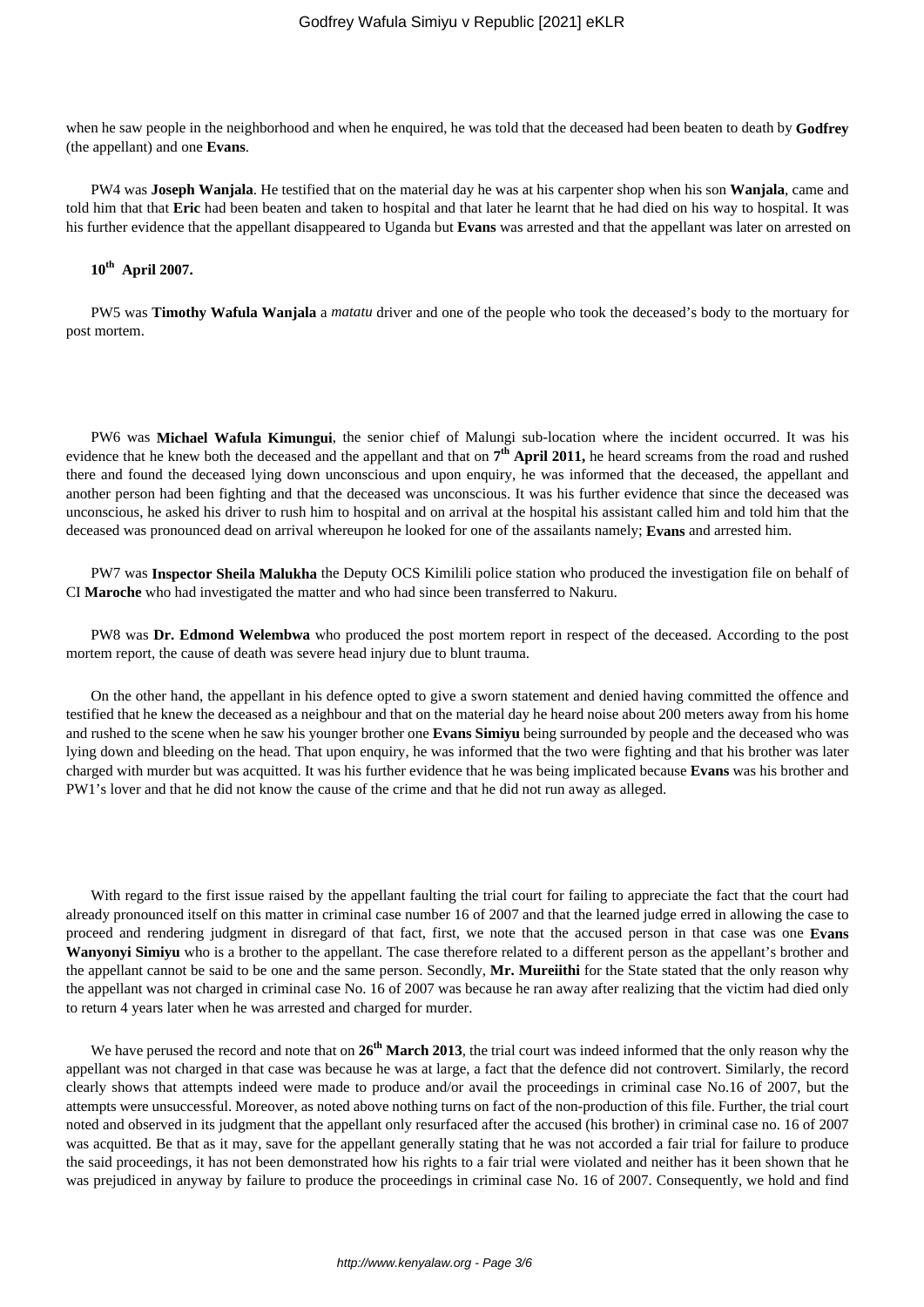when he saw people in the neighborhood and when he enquired, he was told that the deceased had been beaten to death by **Godfrey** (the appellant) and one **Evans**.

PW4 was **Joseph Wanjala**. He testified that on the material day he was at his carpenter shop when his son **Wanjala**, came and told him that that **Eric** had been beaten and taken to hospital and that later he learnt that he had died on his way to hospital. It was his further evidence that the appellant disappeared to Uganda but **Evans** was arrested and that the appellant was later on arrested on

**10th April 2007.**

PW5 was **Timothy Wafula Wanjala** a *matatu* driver and one of the people who took the deceased's body to the mortuary for post mortem.

PW6 was **Michael Wafula Kimungui**, the senior chief of Malungi sub-location where the incident occurred. It was his evidence that he knew both the deceased and the appellant and that on **7th April 2011,** he heard screams from the road and rushed there and found the deceased lying down unconscious and upon enquiry, he was informed that the deceased, the appellant and another person had been fighting and that the deceased was unconscious. It was his further evidence that since the deceased was unconscious, he asked his driver to rush him to hospital and on arrival at the hospital his assistant called him and told him that the deceased was pronounced dead on arrival whereupon he looked for one of the assailants namely; **Evans** and arrested him.

PW7 was **Inspector Sheila Malukha** the Deputy OCS Kimilili police station who produced the investigation file on behalf of CI **Maroche** who had investigated the matter and who had since been transferred to Nakuru.

PW8 was **Dr. Edmond Welembwa** who produced the post mortem report in respect of the deceased. According to the post mortem report, the cause of death was severe head injury due to blunt trauma.

On the other hand, the appellant in his defence opted to give a sworn statement and denied having committed the offence and testified that he knew the deceased as a neighbour and that on the material day he heard noise about 200 meters away from his home and rushed to the scene when he saw his younger brother one **Evans Simiyu** being surrounded by people and the deceased who was lying down and bleeding on the head. That upon enquiry, he was informed that the two were fighting and that his brother was later charged with murder but was acquitted. It was his further evidence that he was being implicated because **Evans** was his brother and PW1's lover and that he did not know the cause of the crime and that he did not run away as alleged.

With regard to the first issue raised by the appellant faulting the trial court for failing to appreciate the fact that the court had already pronounced itself on this matter in criminal case number 16 of 2007 and that the learned judge erred in allowing the case to proceed and rendering judgment in disregard of that fact, first, we note that the accused person in that case was one **Evans Wanyonyi Simiyu** who is a brother to the appellant. The case therefore related to a different person as the appellant's brother and the appellant cannot be said to be one and the same person. Secondly, **Mr. Mureiithi** for the State stated that the only reason why the appellant was not charged in criminal case No. 16 of 2007 was because he ran away after realizing that the victim had died only to return 4 years later when he was arrested and charged for murder.

We have perused the record and note that on **26th March 2013**, the trial court was indeed informed that the only reason why the appellant was not charged in that case was because he was at large, a fact that the defence did not controvert. Similarly, the record clearly shows that attempts indeed were made to produce and/or avail the proceedings in criminal case No.16 of 2007, but the attempts were unsuccessful. Moreover, as noted above nothing turns on fact of the non-production of this file. Further, the trial court noted and observed in its judgment that the appellant only resurfaced after the accused (his brother) in criminal case no. 16 of 2007 was acquitted. Be that as it may, save for the appellant generally stating that he was not accorded a fair trial for failure to produce the said proceedings, it has not been demonstrated how his rights to a fair trial were violated and neither has it been shown that he was prejudiced in anyway by failure to produce the proceedings in criminal case No. 16 of 2007. Consequently, we hold and find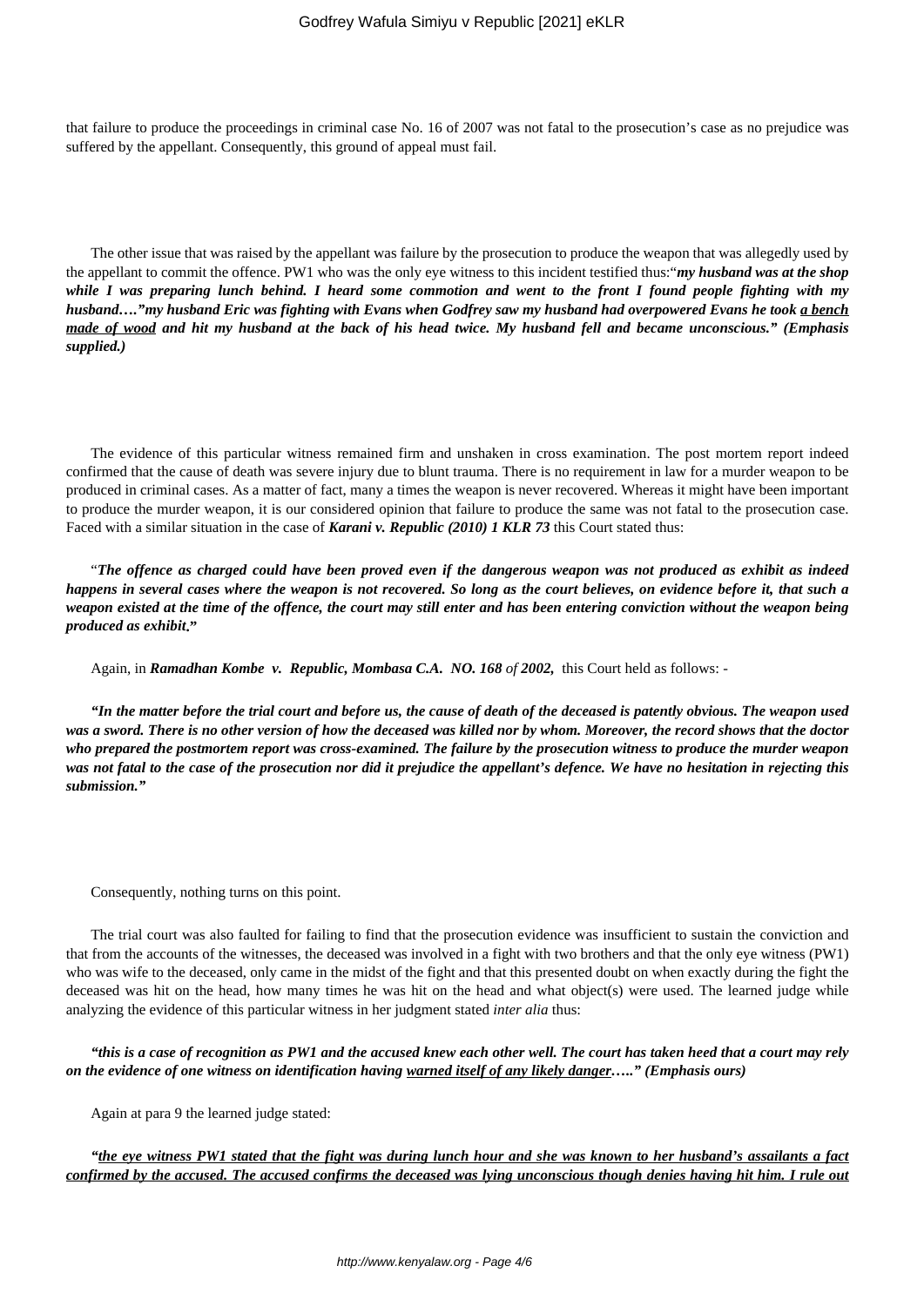that failure to produce the proceedings in criminal case No. 16 of 2007 was not fatal to the prosecution's case as no prejudice was suffered by the appellant. Consequently, this ground of appeal must fail.

The other issue that was raised by the appellant was failure by the prosecution to produce the weapon that was allegedly used by the appellant to commit the offence. PW1 who was the only eye witness to this incident testified thus:"***my husband was at the shop while I was preparing lunch behind. I heard some commotion and went to the front I found people fighting with my husband…."my husband Eric was fighting with Evans when Godfrey saw my husband had overpowered Evans he took <u>a bench made of wood</u> and hit my husband at the back of his head twice. My husband fell and became unconscious." (Emphasis supplied.)***

The evidence of this particular witness remained firm and unshaken in cross examination. The post mortem report indeed confirmed that the cause of death was severe injury due to blunt trauma. There is no requirement in law for a murder weapon to be produced in criminal cases. As a matter of fact, many a times the weapon is never recovered. Whereas it might have been important to produce the murder weapon, it is our considered opinion that failure to produce the same was not fatal to the prosecution case. Faced with a similar situation in the case of ***Karani v. Republic (2010) 1 KLR 73*** this Court stated thus:

"***The offence as charged could have been proved even if the dangerous weapon was not produced as exhibit as indeed happens in several cases where the weapon is not recovered. So long as the court believes, on evidence before it, that such a weapon existed at the time of the offence, the court may still enter and has been entering conviction without the weapon being produced as exhibit.***"

Again, in ***Ramadhan Kombe v. Republic, Mombasa C.A. NO. 168** of **2002,*** this Court held as follows: -

***"In the matter before the trial court and before us, the cause of death of the deceased is patently obvious. The weapon used was a sword. There is no other version of how the deceased was killed nor by whom. Moreover, the record shows that the doctor who prepared the postmortem report was cross-examined. The failure by the prosecution witness to produce the murder weapon was not fatal to the case of the prosecution nor did it prejudice the appellant's defence. We have no hesitation in rejecting this submission."***

Consequently, nothing turns on this point.

The trial court was also faulted for failing to find that the prosecution evidence was insufficient to sustain the conviction and that from the accounts of the witnesses, the deceased was involved in a fight with two brothers and that the only eye witness (PW1) who was wife to the deceased, only came in the midst of the fight and that this presented doubt on when exactly during the fight the deceased was hit on the head, how many times he was hit on the head and what object(s) were used. The learned judge while analyzing the evidence of this particular witness in her judgment stated *inter alia* thus:

***"this is a case of recognition as PW1 and the accused knew each other well. The court has taken heed that a court may rely on the evidence of one witness on identification having <u>warned itself of any likely danger</u>….." (Emphasis ours)***

Again at para 9 the learned judge stated:

***"<u>the eye witness PW1 stated that the fight was during lunch hour and she was known to her husband's assailants a fact confirmed by the accused. The accused confirms the deceased was lying unconscious though denies having hit him. I rule out</u>***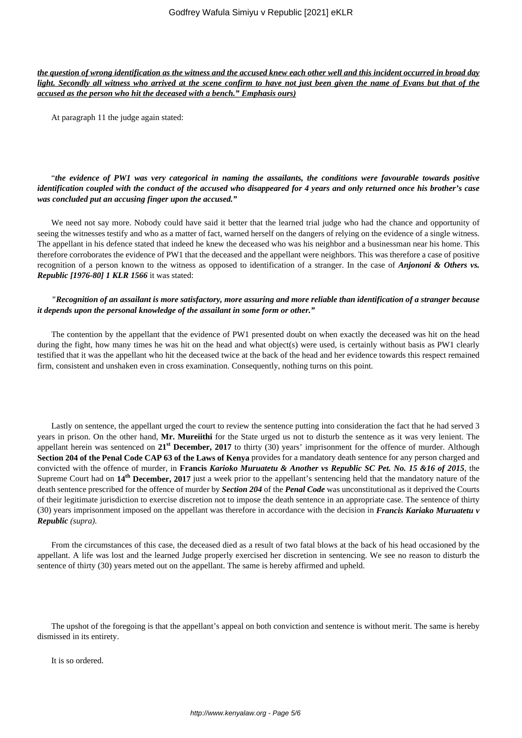***the question of wrong identification as the witness and the accused knew each other well and this incident occurred in broad day light. Secondly all witness who arrived at the scene confirm to have not just been given the name of Evans but that of the accused as the person who hit the deceased with a bench." Emphasis ours)***

At paragraph 11 the judge again stated:

"***the evidence of PW1 was very categorical in naming the assailants, the conditions were favourable towards positive identification coupled with the conduct of the accused who disappeared for 4 years and only returned once his brother's case was concluded put an accusing finger upon the accused."***

We need not say more. Nobody could have said it better that the learned trial judge who had the chance and opportunity of seeing the witnesses testify and who as a matter of fact, warned herself on the dangers of relying on the evidence of a single witness. The appellant in his defence stated that indeed he knew the deceased who was his neighbor and a businessman near his home. This therefore corroborates the evidence of PW1 that the deceased and the appellant were neighbors. This was therefore a case of positive recognition of a person known to the witness as opposed to identification of a stranger. In the case of ***Anjononi & Others vs. Republic [1976-80] 1 KLR 1566*** it was stated:

***"Recognition of an assailant is more satisfactory, more assuring and more reliable than identification of a stranger because it depends upon the personal knowledge of the assailant in some form or other."***

The contention by the appellant that the evidence of PW1 presented doubt on when exactly the deceased was hit on the head during the fight, how many times he was hit on the head and what object(s) were used, is certainly without basis as PW1 clearly testified that it was the appellant who hit the deceased twice at the back of the head and her evidence towards this respect remained firm, consistent and unshaken even in cross examination. Consequently, nothing turns on this point.

Lastly on sentence, the appellant urged the court to review the sentence putting into consideration the fact that he had served 3 years in prison. On the other hand, **Mr. Mureiithi** for the State urged us not to disturb the sentence as it was very lenient. The appellant herein was sentenced on **21st December, 2017** to thirty (30) years' imprisonment for the offence of murder. Although **Section 204 of the Penal Code CAP 63 of the Laws of Kenya** provides for a mandatory death sentence for any person charged and convicted with the offence of murder, in **Francis *Karioko Muruatetu & Another vs Republic SC Pet. No. 15 &16 of 2015***, the Supreme Court had on **14th December, 2017** just a week prior to the appellant's sentencing held that the mandatory nature of the death sentence prescribed for the offence of murder by ***Section 204*** of the ***Penal Code*** was unconstitutional as it deprived the Courts of their legitimate jurisdiction to exercise discretion not to impose the death sentence in an appropriate case. The sentence of thirty (30) years imprisonment imposed on the appellant was therefore in accordance with the decision in ***Francis Kariako Muruatetu v Republic*** *(supra)*.

From the circumstances of this case, the deceased died as a result of two fatal blows at the back of his head occasioned by the appellant. A life was lost and the learned Judge properly exercised her discretion in sentencing. We see no reason to disturb the sentence of thirty (30) years meted out on the appellant. The same is hereby affirmed and upheld.

The upshot of the foregoing is that the appellant's appeal on both conviction and sentence is without merit. The same is hereby dismissed in its entirety.

It is so ordered.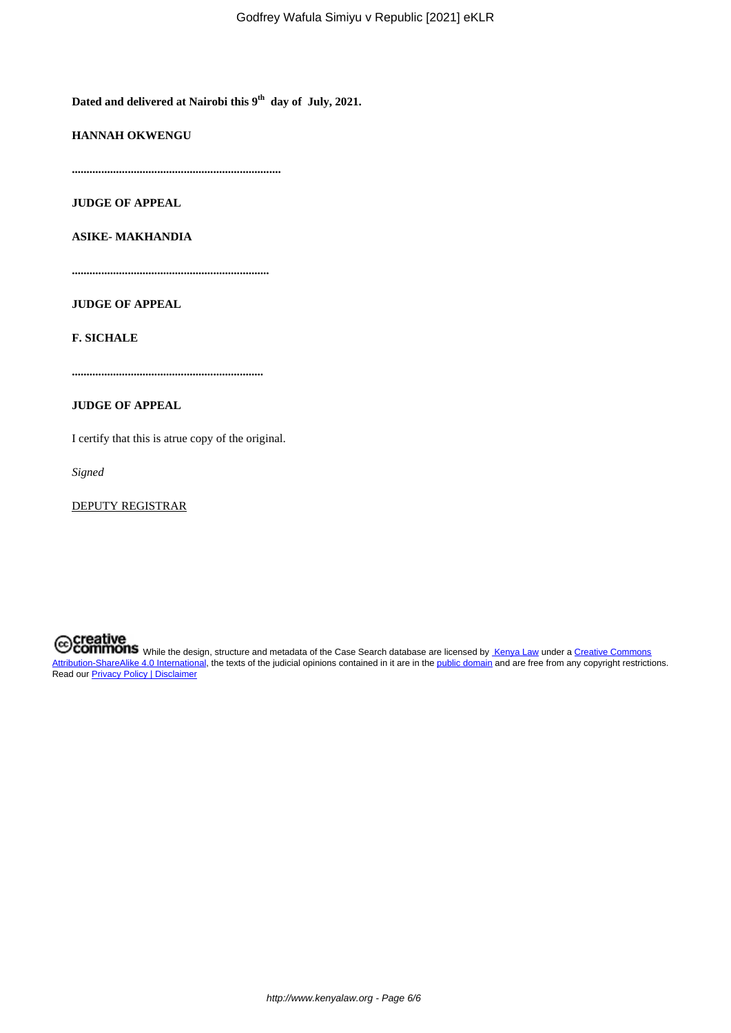**Dated and delivered at Nairobi this 9th day of July, 2021.**

**HANNAH OKWENGU**

**......................................................................**

**JUDGE OF APPEAL**

**ASIKE- MAKHANDIA**

**..................................................................**

**JUDGE OF APPEAL**

**F. SICHALE**

**................................................................**

**JUDGE OF APPEAL**

I certify that this is atrue copy of the original.

*Signed*

DEPUTY REGISTRAR

While the design, structure and metadata of the Case Search database are licensed by Kenya Law under a Creative Commons Attribution-ShareAlike 4.0 International, the texts of the judicial opinions contained in it are in the public domain and are free from any copyright restrictions. Read our Privacy Policy | Disclaimer